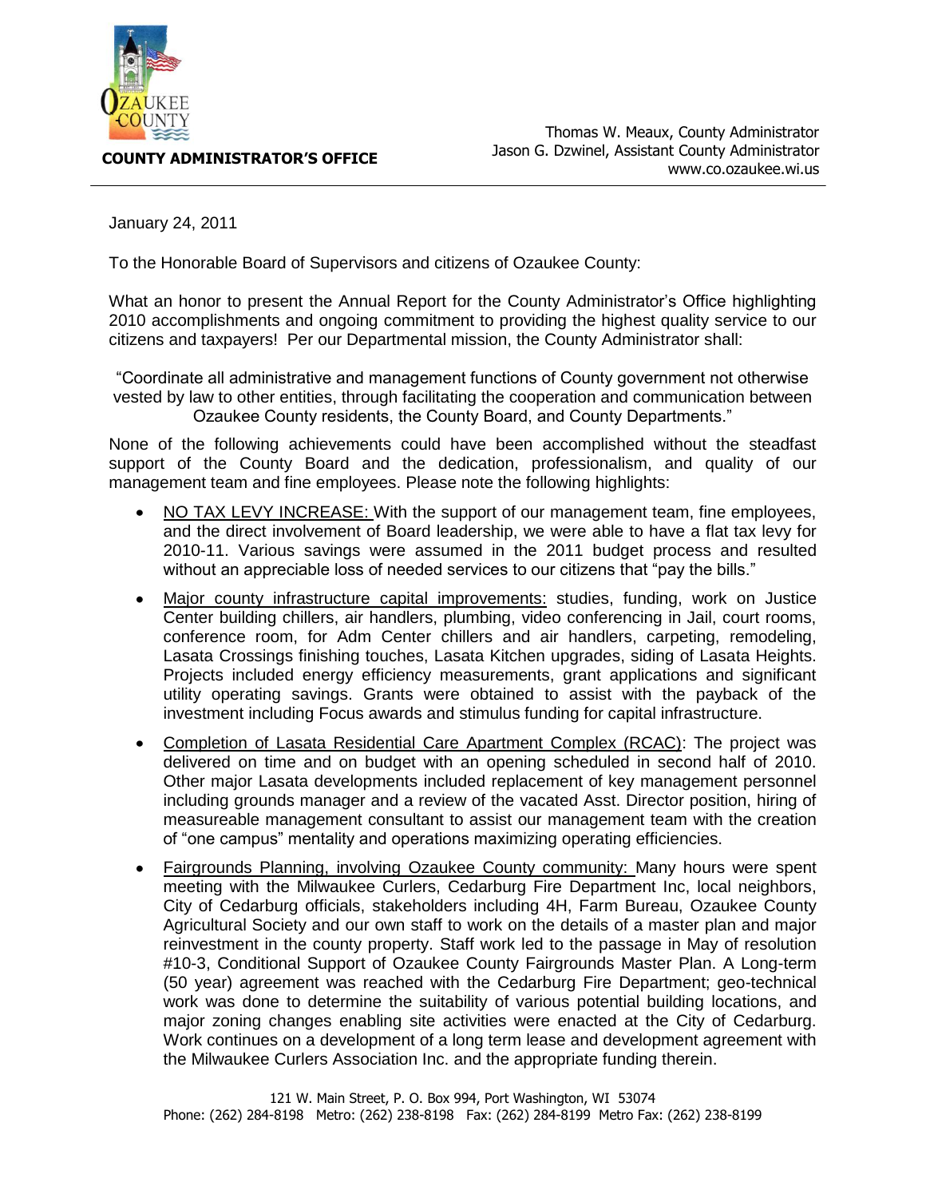**COUNTY ADMINISTRATOR'S OFFICE**

Thomas W. Meaux, County Administrator
Jason G. Dzwinel, Assistant County Administrator
www.co.ozaukee.wi.us

---

January 24, 2011

To the Honorable Board of Supervisors and citizens of Ozaukee County:

What an honor to present the Annual Report for the County Administrator's Office highlighting 2010 accomplishments and ongoing commitment to providing the highest quality service to our citizens and taxpayers! Per our Departmental mission, the County Administrator shall:

"Coordinate all administrative and management functions of County government not otherwise vested by law to other entities, through facilitating the cooperation and communication between Ozaukee County residents, the County Board, and County Departments."

None of the following achievements could have been accomplished without the steadfast support of the County Board and the dedication, professionalism, and quality of our management team and fine employees. Please note the following highlights:

- NO TAX LEVY INCREASE: With the support of our management team, fine employees, and the direct involvement of Board leadership, we were able to have a flat tax levy for 2010-11. Various savings were assumed in the 2011 budget process and resulted without an appreciable loss of needed services to our citizens that "pay the bills."
- Major county infrastructure capital improvements: studies, funding, work on Justice Center building chillers, air handlers, plumbing, video conferencing in Jail, court rooms, conference room, for Adm Center chillers and air handlers, carpeting, remodeling, Lasata Crossings finishing touches, Lasata Kitchen upgrades, siding of Lasata Heights. Projects included energy efficiency measurements, grant applications and significant utility operating savings. Grants were obtained to assist with the payback of the investment including Focus awards and stimulus funding for capital infrastructure.
- Completion of Lasata Residential Care Apartment Complex (RCAC): The project was delivered on time and on budget with an opening scheduled in second half of 2010. Other major Lasata developments included replacement of key management personnel including grounds manager and a review of the vacated Asst. Director position, hiring of measureable management consultant to assist our management team with the creation of "one campus" mentality and operations maximizing operating efficiencies.
- Fairgrounds Planning, involving Ozaukee County community: Many hours were spent meeting with the Milwaukee Curlers, Cedarburg Fire Department Inc, local neighbors, City of Cedarburg officials, stakeholders including 4H, Farm Bureau, Ozaukee County Agricultural Society and our own staff to work on the details of a master plan and major reinvestment in the county property. Staff work led to the passage in May of resolution #10-3, Conditional Support of Ozaukee County Fairgrounds Master Plan. A Long-term (50 year) agreement was reached with the Cedarburg Fire Department; geo-technical work was done to determine the suitability of various potential building locations, and major zoning changes enabling site activities were enacted at the City of Cedarburg. Work continues on a development of a long term lease and development agreement with the Milwaukee Curlers Association Inc. and the appropriate funding therein.

121 W. Main Street, P. O. Box 994, Port Washington, WI 53074
Phone: (262) 284-8198 Metro: (262) 238-8198 Fax: (262) 284-8199 Metro Fax: (262) 238-8199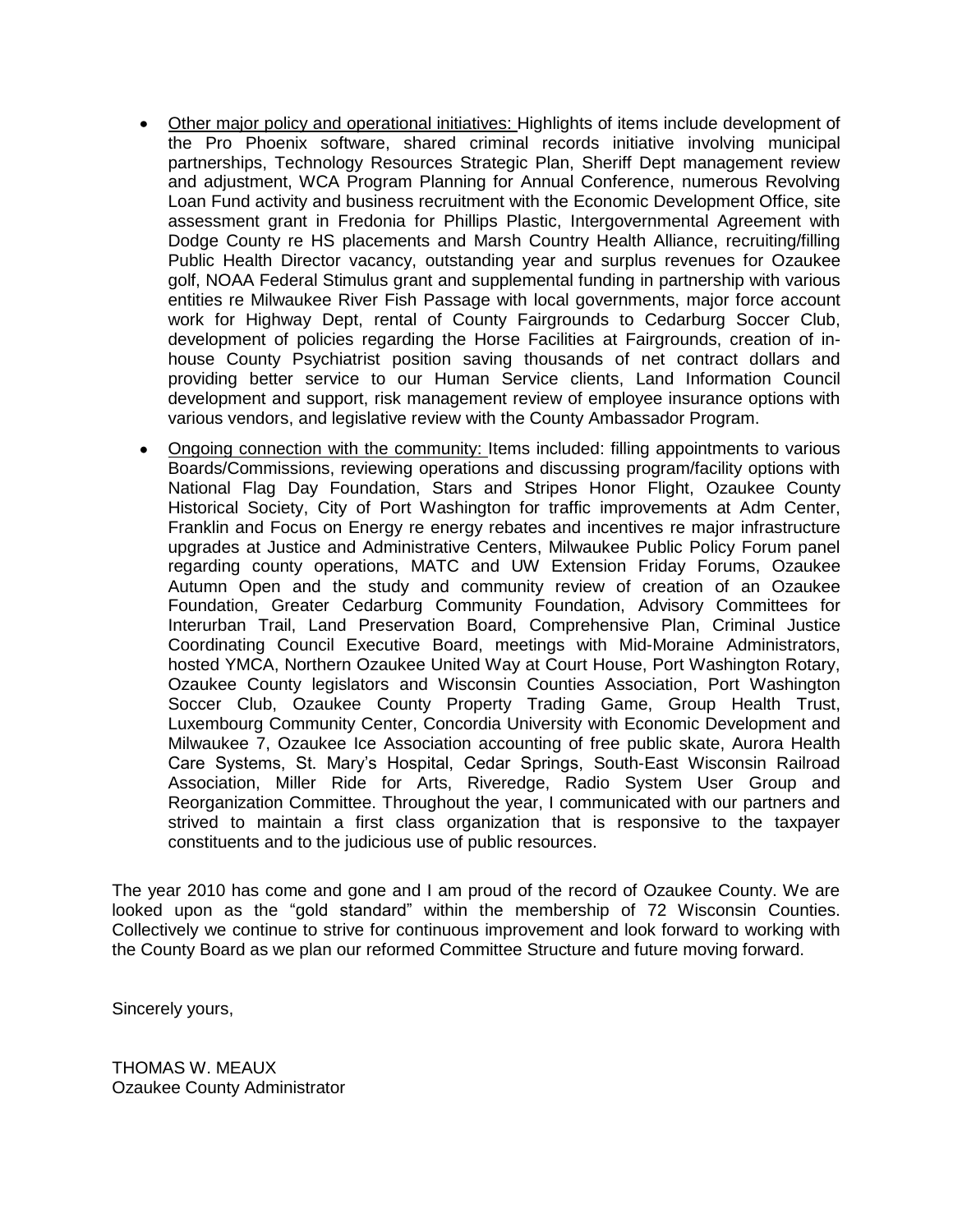- Other major policy and operational initiatives: Highlights of items include development of the Pro Phoenix software, shared criminal records initiative involving municipal partnerships, Technology Resources Strategic Plan, Sheriff Dept management review and adjustment, WCA Program Planning for Annual Conference, numerous Revolving Loan Fund activity and business recruitment with the Economic Development Office, site assessment grant in Fredonia for Phillips Plastic, Intergovernmental Agreement with Dodge County re HS placements and Marsh Country Health Alliance, recruiting/filling Public Health Director vacancy, outstanding year and surplus revenues for Ozaukee golf, NOAA Federal Stimulus grant and supplemental funding in partnership with various entities re Milwaukee River Fish Passage with local governments, major force account work for Highway Dept, rental of County Fairgrounds to Cedarburg Soccer Club, development of policies regarding the Horse Facilities at Fairgrounds, creation of in-house County Psychiatrist position saving thousands of net contract dollars and providing better service to our Human Service clients, Land Information Council development and support, risk management review of employee insurance options with various vendors, and legislative review with the County Ambassador Program.

- Ongoing connection with the community: Items included: filling appointments to various Boards/Commissions, reviewing operations and discussing program/facility options with National Flag Day Foundation, Stars and Stripes Honor Flight, Ozaukee County Historical Society, City of Port Washington for traffic improvements at Adm Center, Franklin and Focus on Energy re energy rebates and incentives re major infrastructure upgrades at Justice and Administrative Centers, Milwaukee Public Policy Forum panel regarding county operations, MATC and UW Extension Friday Forums, Ozaukee Autumn Open and the study and community review of creation of an Ozaukee Foundation, Greater Cedarburg Community Foundation, Advisory Committees for Interurban Trail, Land Preservation Board, Comprehensive Plan, Criminal Justice Coordinating Council Executive Board, meetings with Mid-Moraine Administrators, hosted YMCA, Northern Ozaukee United Way at Court House, Port Washington Rotary, Ozaukee County legislators and Wisconsin Counties Association, Port Washington Soccer Club, Ozaukee County Property Trading Game, Group Health Trust, Luxembourg Community Center, Concordia University with Economic Development and Milwaukee 7, Ozaukee Ice Association accounting of free public skate, Aurora Health Care Systems, St. Mary's Hospital, Cedar Springs, South-East Wisconsin Railroad Association, Miller Ride for Arts, Riveredge, Radio System User Group and Reorganization Committee. Throughout the year, I communicated with our partners and strived to maintain a first class organization that is responsive to the taxpayer constituents and to the judicious use of public resources.

The year 2010 has come and gone and I am proud of the record of Ozaukee County. We are looked upon as the "gold standard" within the membership of 72 Wisconsin Counties. Collectively we continue to strive for continuous improvement and look forward to working with the County Board as we plan our reformed Committee Structure and future moving forward.

Sincerely yours,

THOMAS W. MEAUX
Ozaukee County Administrator